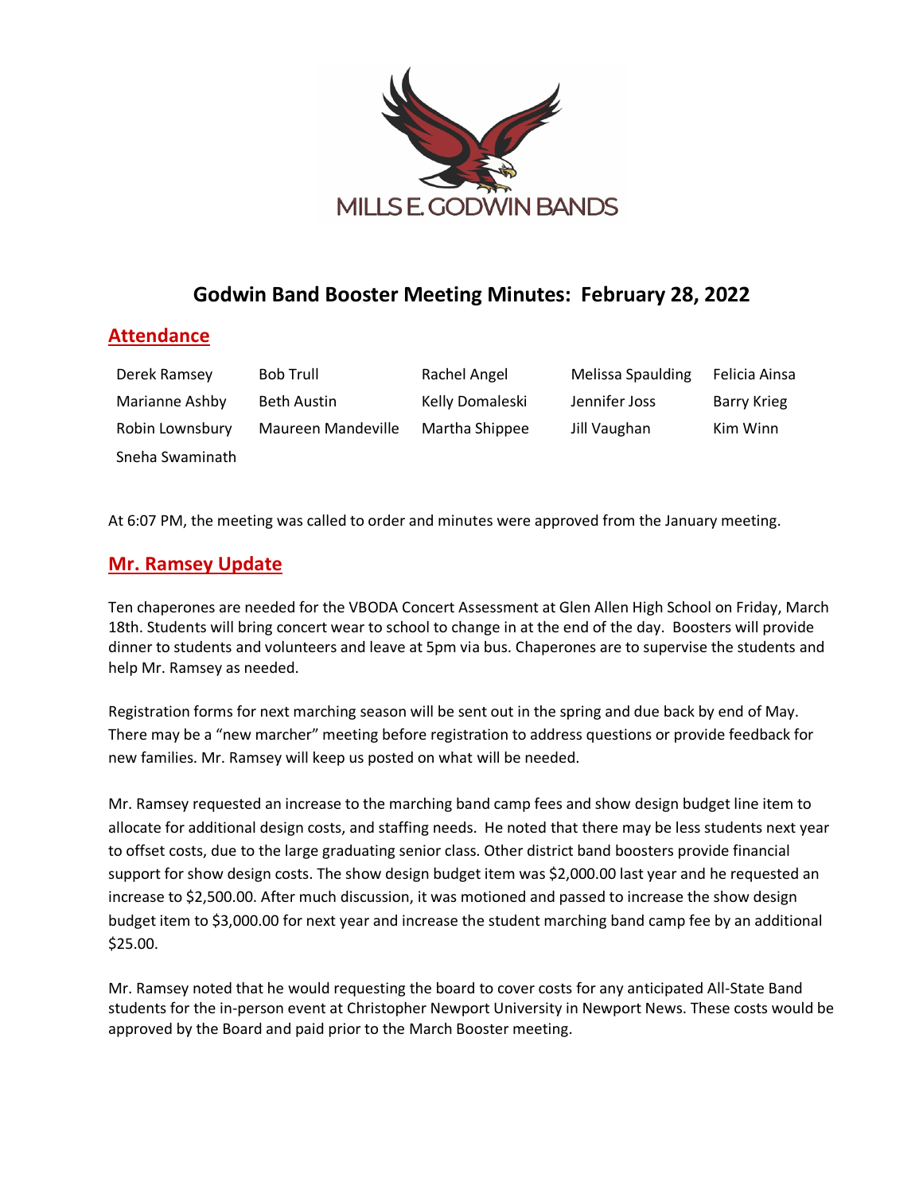MILLS E. GODWIN BANDS

# Godwin Band Booster Meeting Minutes: February 28, 2022

## Attendance

| | | | | |
|---|---|---|---|---|
| Derek Ramsey | Bob Trull | Rachel Angel | Melissa Spaulding | Felicia Ainsa |
| Marianne Ashby | Beth Austin | Kelly Domaleski | Jennifer Joss | Barry Krieg |
| Robin Lownsbury | Maureen Mandeville | Martha Shippee | Jill Vaughan | Kim Winn |
| Sneha Swaminath | | | | |

At 6:07 PM, the meeting was called to order and minutes were approved from the January meeting.

## Mr. Ramsey Update

Ten chaperones are needed for the VBODA Concert Assessment at Glen Allen High School on Friday, March 18th. Students will bring concert wear to school to change in at the end of the day. Boosters will provide dinner to students and volunteers and leave at 5pm via bus. Chaperones are to supervise the students and help Mr. Ramsey as needed.

Registration forms for next marching season will be sent out in the spring and due back by end of May. There may be a "new marcher" meeting before registration to address questions or provide feedback for new families. Mr. Ramsey will keep us posted on what will be needed.

Mr. Ramsey requested an increase to the marching band camp fees and show design budget line item to allocate for additional design costs, and staffing needs. He noted that there may be less students next year to offset costs, due to the large graduating senior class. Other district band boosters provide financial support for show design costs. The show design budget item was $2,000.00 last year and he requested an increase to $2,500.00. After much discussion, it was motioned and passed to increase the show design budget item to $3,000.00 for next year and increase the student marching band camp fee by an additional $25.00.

Mr. Ramsey noted that he would requesting the board to cover costs for any anticipated All-State Band students for the in-person event at Christopher Newport University in Newport News. These costs would be approved by the Board and paid prior to the March Booster meeting.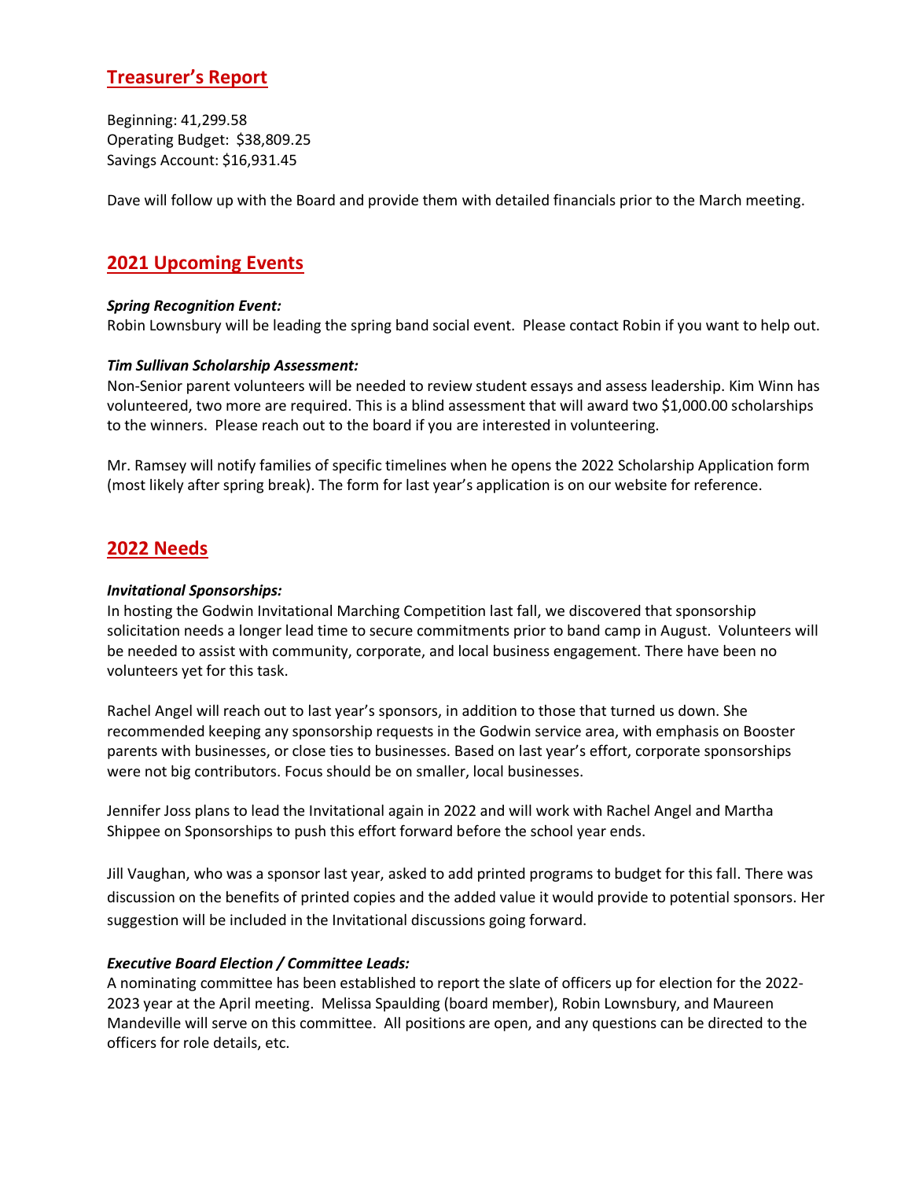## Treasurer's Report

Beginning: 41,299.58
Operating Budget: $38,809.25
Savings Account: $16,931.45

Dave will follow up with the Board and provide them with detailed financials prior to the March meeting.

## 2021 Upcoming Events

***Spring Recognition Event:***
Robin Lownsbury will be leading the spring band social event. Please contact Robin if you want to help out.

***Tim Sullivan Scholarship Assessment:***
Non-Senior parent volunteers will be needed to review student essays and assess leadership. Kim Winn has volunteered, two more are required. This is a blind assessment that will award two $1,000.00 scholarships to the winners. Please reach out to the board if you are interested in volunteering.

Mr. Ramsey will notify families of specific timelines when he opens the 2022 Scholarship Application form (most likely after spring break). The form for last year's application is on our website for reference.

## 2022 Needs

***Invitational Sponsorships:***
In hosting the Godwin Invitational Marching Competition last fall, we discovered that sponsorship solicitation needs a longer lead time to secure commitments prior to band camp in August. Volunteers will be needed to assist with community, corporate, and local business engagement. There have been no volunteers yet for this task.

Rachel Angel will reach out to last year's sponsors, in addition to those that turned us down. She recommended keeping any sponsorship requests in the Godwin service area, with emphasis on Booster parents with businesses, or close ties to businesses. Based on last year's effort, corporate sponsorships were not big contributors. Focus should be on smaller, local businesses.

Jennifer Joss plans to lead the Invitational again in 2022 and will work with Rachel Angel and Martha Shippee on Sponsorships to push this effort forward before the school year ends.

Jill Vaughan, who was a sponsor last year, asked to add printed programs to budget for this fall. There was discussion on the benefits of printed copies and the added value it would provide to potential sponsors. Her suggestion will be included in the Invitational discussions going forward.

***Executive Board Election / Committee Leads:***
A nominating committee has been established to report the slate of officers up for election for the 2022-2023 year at the April meeting. Melissa Spaulding (board member), Robin Lownsbury, and Maureen Mandeville will serve on this committee. All positions are open, and any questions can be directed to the officers for role details, etc.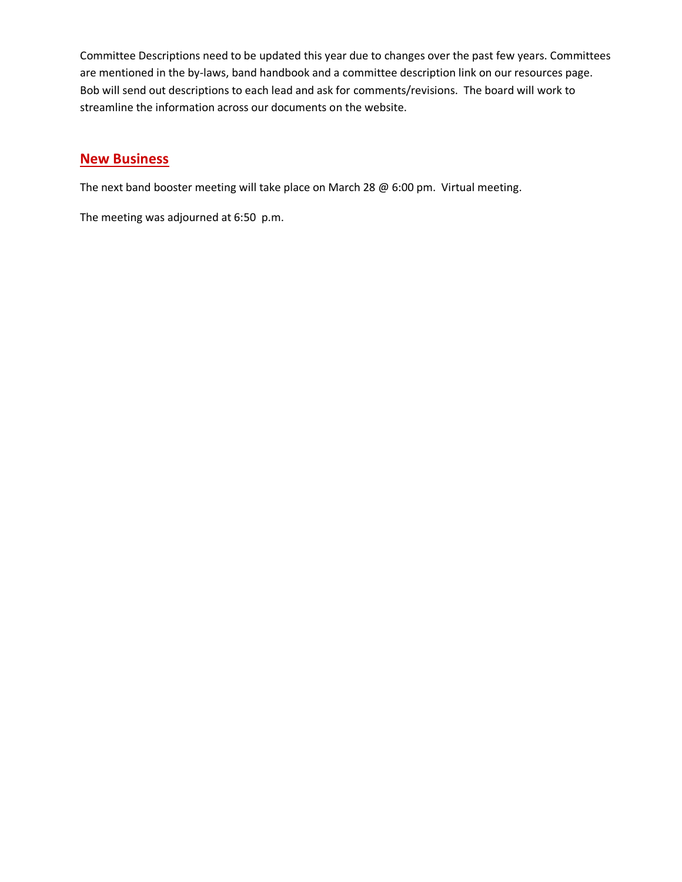Committee Descriptions need to be updated this year due to changes over the past few years. Committees are mentioned in the by-laws, band handbook and a committee description link on our resources page. Bob will send out descriptions to each lead and ask for comments/revisions. The board will work to streamline the information across our documents on the website.

## New Business

The next band booster meeting will take place on March 28 @ 6:00 pm. Virtual meeting.

The meeting was adjourned at 6:50 p.m.